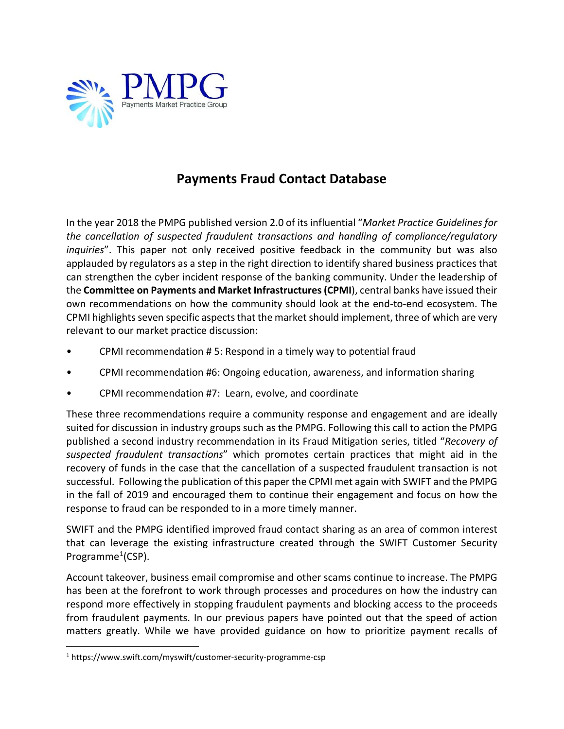# Payments Fraud Contact Database

In the year 2018 the PMPG published version 2.0 of its influential "*Market Practice Guidelines for the cancellation of suspected fraudulent transactions and handling of compliance/regulatory inquiries*". This paper not only received positive feedback in the community but was also applauded by regulators as a step in the right direction to identify shared business practices that can strengthen the cyber incident response of the banking community. Under the leadership of the **Committee on Payments and Market Infrastructures (CPMI**), central banks have issued their own recommendations on how the community should look at the end-to-end ecosystem. The CPMI highlights seven specific aspects that the market should implement, three of which are very relevant to our market practice discussion:

- CPMI recommendation # 5: Respond in a timely way to potential fraud
- CPMI recommendation #6: Ongoing education, awareness, and information sharing
- CPMI recommendation #7: Learn, evolve, and coordinate

These three recommendations require a community response and engagement and are ideally suited for discussion in industry groups such as the PMPG. Following this call to action the PMPG published a second industry recommendation in its Fraud Mitigation series, titled "*Recovery of suspected fraudulent transactions*" which promotes certain practices that might aid in the recovery of funds in the case that the cancellation of a suspected fraudulent transaction is not successful. Following the publication of this paper the CPMI met again with SWIFT and the PMPG in the fall of 2019 and encouraged them to continue their engagement and focus on how the response to fraud can be responded to in a more timely manner.

SWIFT and the PMPG identified improved fraud contact sharing as an area of common interest that can leverage the existing infrastructure created through the SWIFT Customer Security Programme[1](CSP).

Account takeover, business email compromise and other scams continue to increase. The PMPG has been at the forefront to work through processes and procedures on how the industry can respond more effectively in stopping fraudulent payments and blocking access to the proceeds from fraudulent payments. In our previous papers have pointed out that the speed of action matters greatly. While we have provided guidance on how to prioritize payment recalls of

[1] https://www.swift.com/myswift/customer-security-programme-csp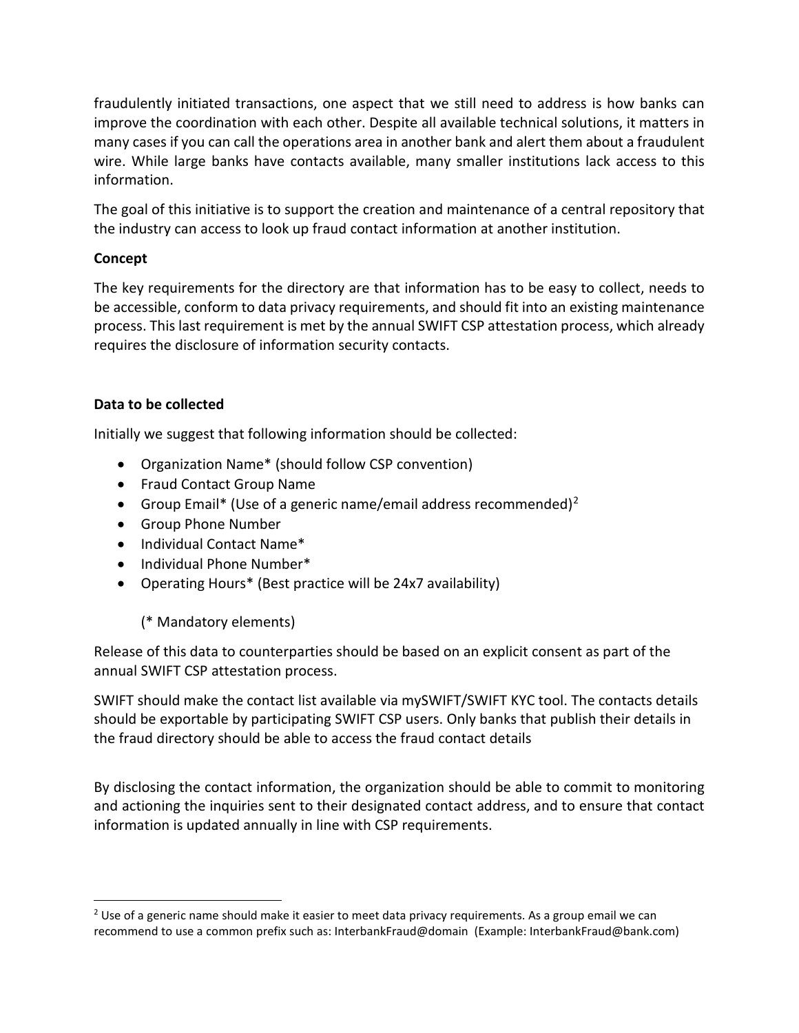fraudulently initiated transactions, one aspect that we still need to address is how banks can improve the coordination with each other. Despite all available technical solutions, it matters in many cases if you can call the operations area in another bank and alert them about a fraudulent wire. While large banks have contacts available, many smaller institutions lack access to this information.

The goal of this initiative is to support the creation and maintenance of a central repository that the industry can access to look up fraud contact information at another institution.

**Concept**

The key requirements for the directory are that information has to be easy to collect, needs to be accessible, conform to data privacy requirements, and should fit into an existing maintenance process. This last requirement is met by the annual SWIFT CSP attestation process, which already requires the disclosure of information security contacts.

**Data to be collected**

Initially we suggest that following information should be collected:

- Organization Name* (should follow CSP convention)
- Fraud Contact Group Name
- Group Email* (Use of a generic name/email address recommended)[2]
- Group Phone Number
- Individual Contact Name*
- Individual Phone Number*
- Operating Hours* (Best practice will be 24x7 availability)

(* Mandatory elements)

Release of this data to counterparties should be based on an explicit consent as part of the annual SWIFT CSP attestation process.

SWIFT should make the contact list available via mySWIFT/SWIFT KYC tool. The contacts details should be exportable by participating SWIFT CSP users. Only banks that publish their details in the fraud directory should be able to access the fraud contact details

By disclosing the contact information, the organization should be able to commit to monitoring and actioning the inquiries sent to their designated contact address, and to ensure that contact information is updated annually in line with CSP requirements.

[2] Use of a generic name should make it easier to meet data privacy requirements. As a group email we can recommend to use a common prefix such as: InterbankFraud@domain (Example: InterbankFraud@bank.com)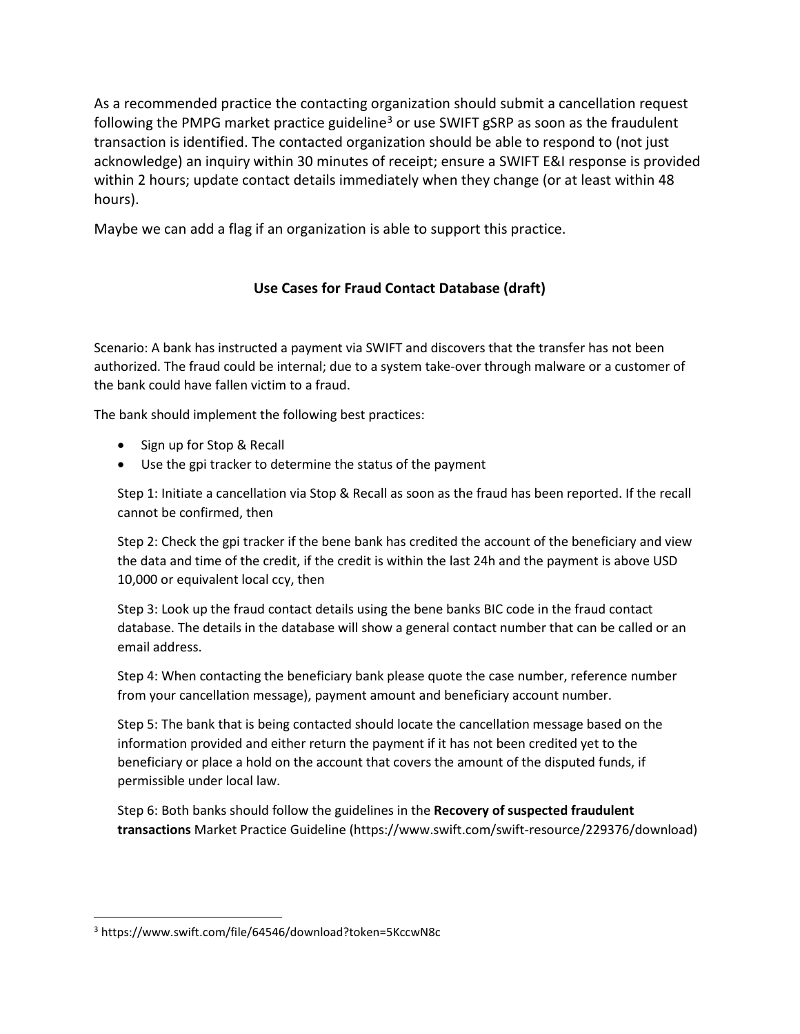As a recommended practice the contacting organization should submit a cancellation request following the PMPG market practice guideline[3] or use SWIFT gSRP as soon as the fraudulent transaction is identified. The contacted organization should be able to respond to (not just acknowledge) an inquiry within 30 minutes of receipt; ensure a SWIFT E&I response is provided within 2 hours; update contact details immediately when they change (or at least within 48 hours).

Maybe we can add a flag if an organization is able to support this practice.

## Use Cases for Fraud Contact Database (draft)

Scenario: A bank has instructed a payment via SWIFT and discovers that the transfer has not been authorized. The fraud could be internal; due to a system take-over through malware or a customer of the bank could have fallen victim to a fraud.

The bank should implement the following best practices:

- Sign up for Stop & Recall
- Use the gpi tracker to determine the status of the payment

Step 1: Initiate a cancellation via Stop & Recall as soon as the fraud has been reported. If the recall cannot be confirmed, then

Step 2: Check the gpi tracker if the bene bank has credited the account of the beneficiary and view the data and time of the credit, if the credit is within the last 24h and the payment is above USD 10,000 or equivalent local ccy, then

Step 3: Look up the fraud contact details using the bene banks BIC code in the fraud contact database. The details in the database will show a general contact number that can be called or an email address.

Step 4: When contacting the beneficiary bank please quote the case number, reference number from your cancellation message), payment amount and beneficiary account number.

Step 5: The bank that is being contacted should locate the cancellation message based on the information provided and either return the payment if it has not been credited yet to the beneficiary or place a hold on the account that covers the amount of the disputed funds, if permissible under local law.

Step 6: Both banks should follow the guidelines in the **Recovery of suspected fraudulent transactions** Market Practice Guideline (https://www.swift.com/swift-resource/229376/download)

---

[3] https://www.swift.com/file/64546/download?token=5KccwN8c